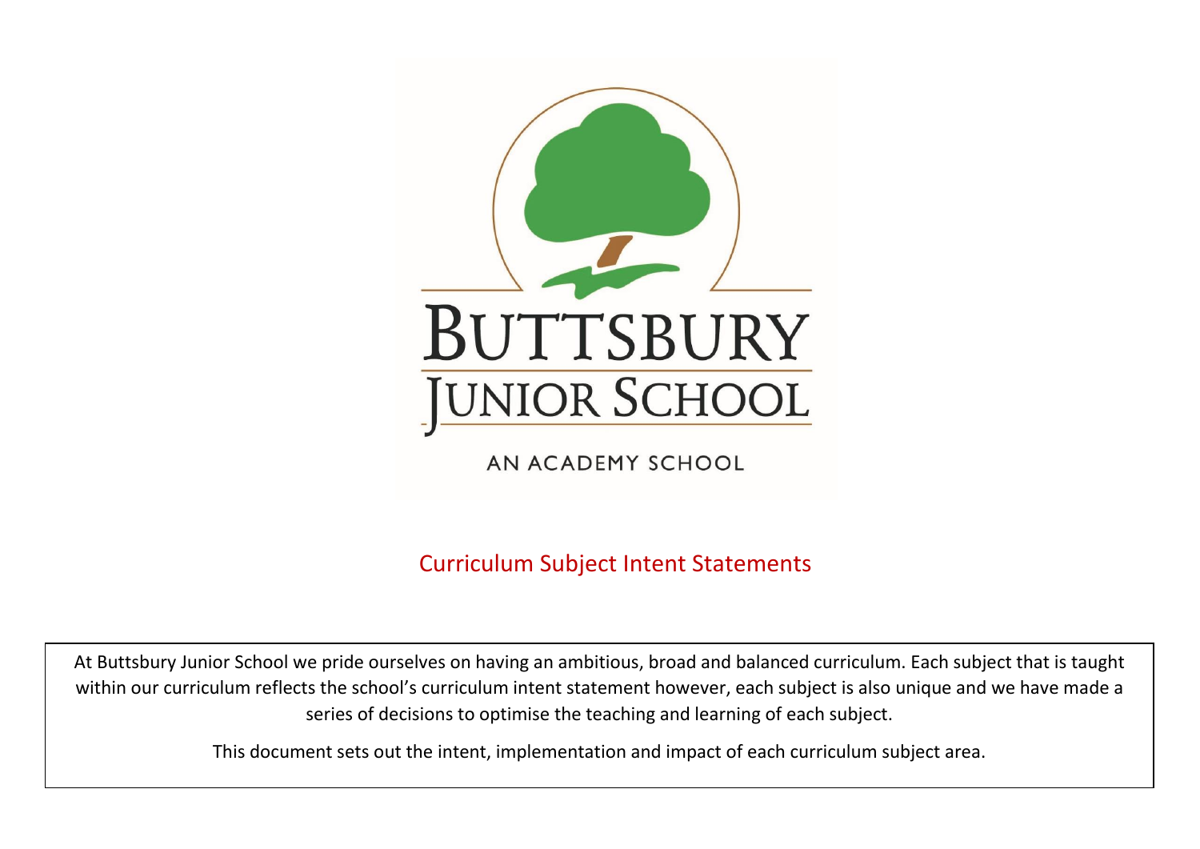# Buttsbury Junior School

AN ACADEMY SCHOOL

## Curriculum Subject Intent Statements

At Buttsbury Junior School we pride ourselves on having an ambitious, broad and balanced curriculum. Each subject that is taught within our curriculum reflects the school's curriculum intent statement however, each subject is also unique and we have made a series of decisions to optimise the teaching and learning of each subject.

This document sets out the intent, implementation and impact of each curriculum subject area.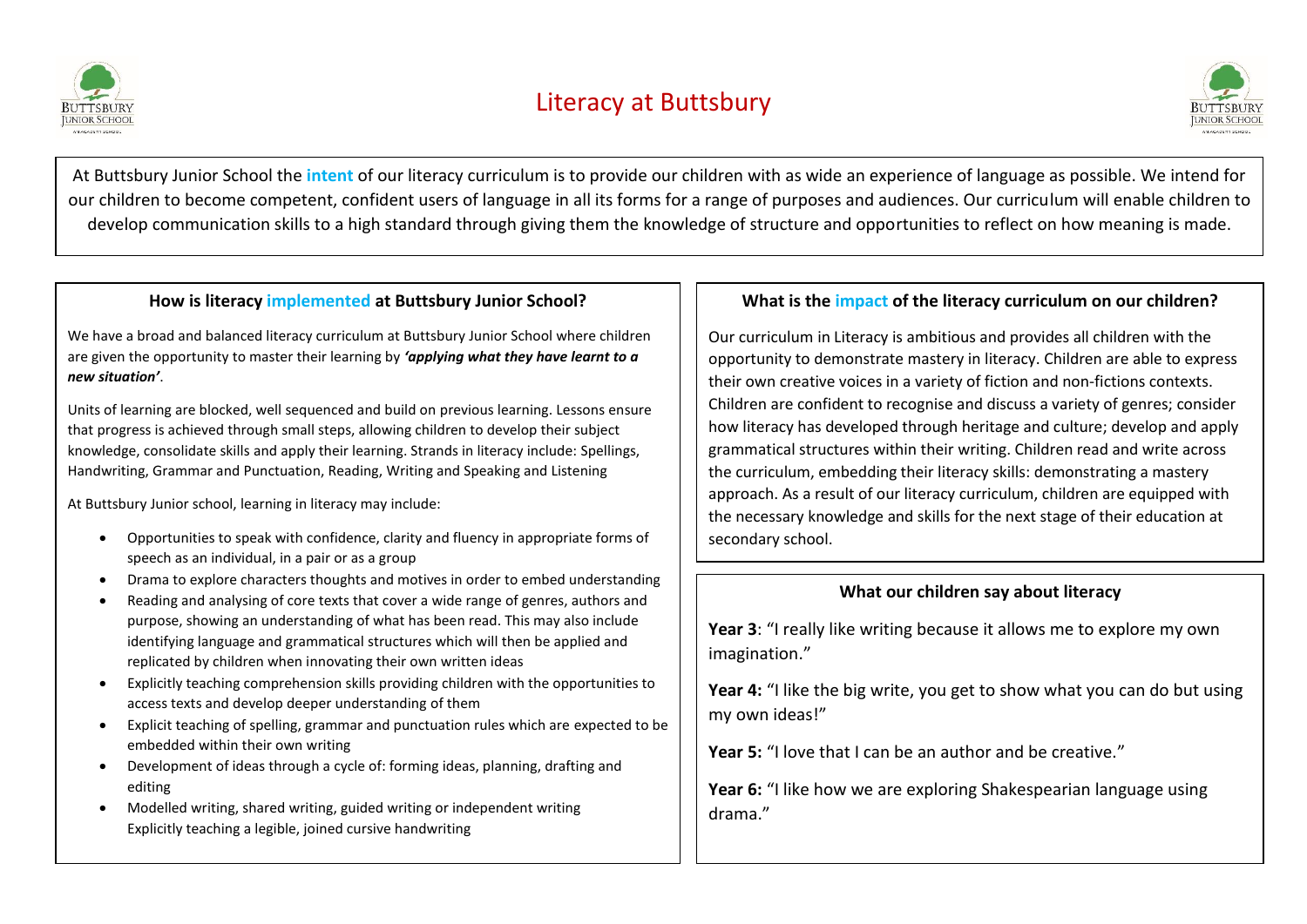# Literacy at Buttsbury

At Buttsbury Junior School the **intent** of our literacy curriculum is to provide our children with as wide an experience of language as possible. We intend for our children to become competent, confident users of language in all its forms for a range of purposes and audiences. Our curriculum will enable children to develop communication skills to a high standard through giving them the knowledge of structure and opportunities to reflect on how meaning is made.

## How is literacy implemented at Buttsbury Junior School?

We have a broad and balanced literacy curriculum at Buttsbury Junior School where children are given the opportunity to master their learning by ***'applying what they have learnt to a new situation'***.

Units of learning are blocked, well sequenced and build on previous learning. Lessons ensure that progress is achieved through small steps, allowing children to develop their subject knowledge, consolidate skills and apply their learning. Strands in literacy include: Spellings, Handwriting, Grammar and Punctuation, Reading, Writing and Speaking and Listening

At Buttsbury Junior school, learning in literacy may include:

- Opportunities to speak with confidence, clarity and fluency in appropriate forms of speech as an individual, in a pair or as a group
- Drama to explore characters thoughts and motives in order to embed understanding
- Reading and analysing of core texts that cover a wide range of genres, authors and purpose, showing an understanding of what has been read. This may also include identifying language and grammatical structures which will then be applied and replicated by children when innovating their own written ideas
- Explicitly teaching comprehension skills providing children with the opportunities to access texts and develop deeper understanding of them
- Explicit teaching of spelling, grammar and punctuation rules which are expected to be embedded within their own writing
- Development of ideas through a cycle of: forming ideas, planning, drafting and editing
- Modelled writing, shared writing, guided writing or independent writing
  Explicitly teaching a legible, joined cursive handwriting

## What is the impact of the literacy curriculum on our children?

Our curriculum in Literacy is ambitious and provides all children with the opportunity to demonstrate mastery in literacy. Children are able to express their own creative voices in a variety of fiction and non-fictions contexts. Children are confident to recognise and discuss a variety of genres; consider how literacy has developed through heritage and culture; develop and apply grammatical structures within their writing. Children read and write across the curriculum, embedding their literacy skills: demonstrating a mastery approach. As a result of our literacy curriculum, children are equipped with the necessary knowledge and skills for the next stage of their education at secondary school.

## What our children say about literacy

**Year 3**: "I really like writing because it allows me to explore my own imagination."

**Year 4:** "I like the big write, you get to show what you can do but using my own ideas!"

**Year 5:** "I love that I can be an author and be creative."

**Year 6:** "I like how we are exploring Shakespearian language using drama."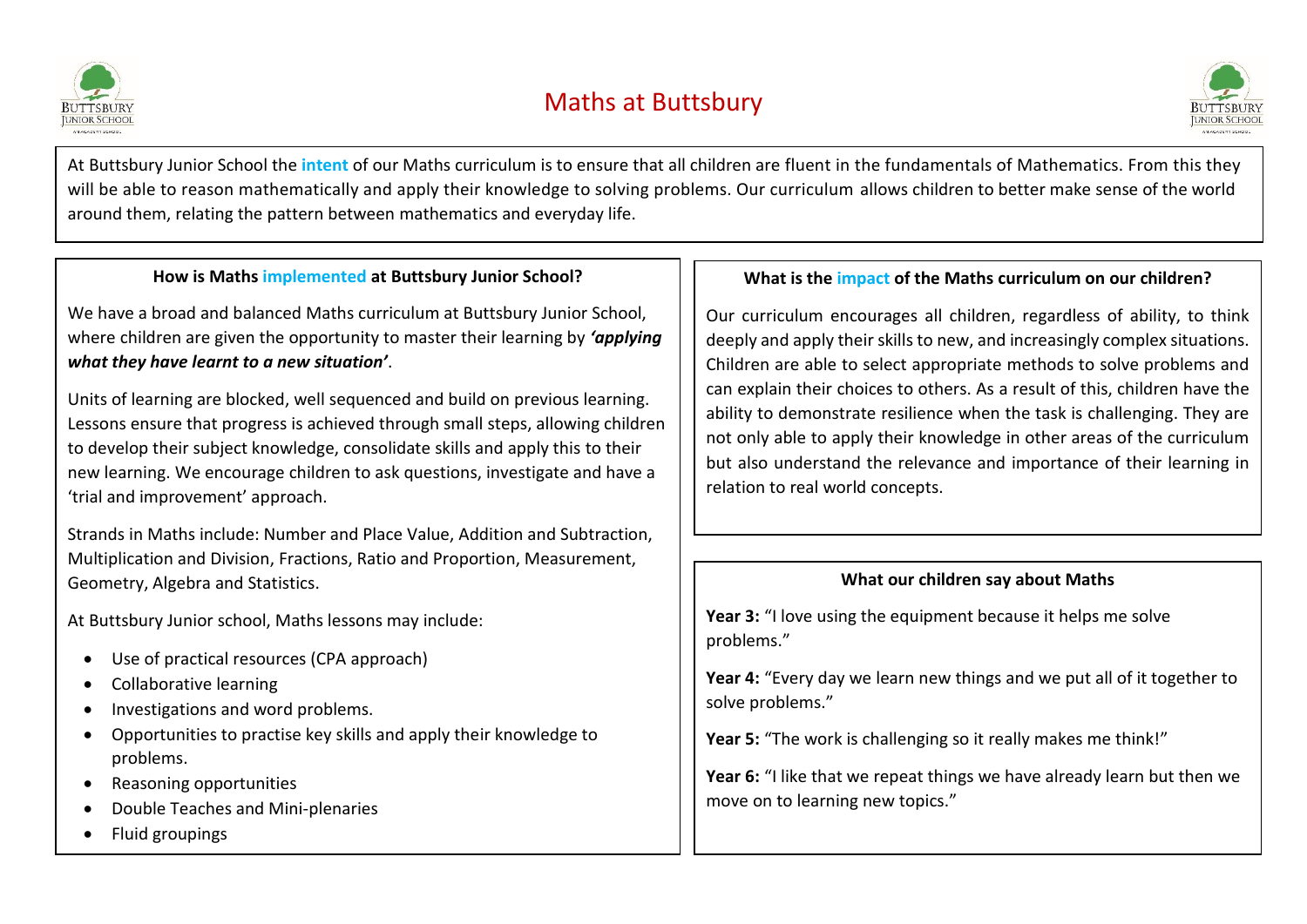# Maths at Buttsbury

At Buttsbury Junior School the **intent** of our Maths curriculum is to ensure that all children are fluent in the fundamentals of Mathematics. From this they will be able to reason mathematically and apply their knowledge to solving problems. Our curriculum allows children to better make sense of the world around them, relating the pattern between mathematics and everyday life.

## How is Maths implemented at Buttsbury Junior School?

We have a broad and balanced Maths curriculum at Buttsbury Junior School, where children are given the opportunity to master their learning by ***'applying what they have learnt to a new situation'***.

Units of learning are blocked, well sequenced and build on previous learning. Lessons ensure that progress is achieved through small steps, allowing children to develop their subject knowledge, consolidate skills and apply this to their new learning. We encourage children to ask questions, investigate and have a 'trial and improvement' approach.

Strands in Maths include: Number and Place Value, Addition and Subtraction, Multiplication and Division, Fractions, Ratio and Proportion, Measurement, Geometry, Algebra and Statistics.

At Buttsbury Junior school, Maths lessons may include:

- Use of practical resources (CPA approach)
- Collaborative learning
- Investigations and word problems.
- Opportunities to practise key skills and apply their knowledge to problems.
- Reasoning opportunities
- Double Teaches and Mini-plenaries
- Fluid groupings

## What is the impact of the Maths curriculum on our children?

Our curriculum encourages all children, regardless of ability, to think deeply and apply their skills to new, and increasingly complex situations. Children are able to select appropriate methods to solve problems and can explain their choices to others. As a result of this, children have the ability to demonstrate resilience when the task is challenging. They are not only able to apply their knowledge in other areas of the curriculum but also understand the relevance and importance of their learning in relation to real world concepts.

## What our children say about Maths

**Year 3:** "I love using the equipment because it helps me solve problems."

**Year 4:** "Every day we learn new things and we put all of it together to solve problems."

**Year 5:** "The work is challenging so it really makes me think!"

**Year 6:** "I like that we repeat things we have already learn but then we move on to learning new topics."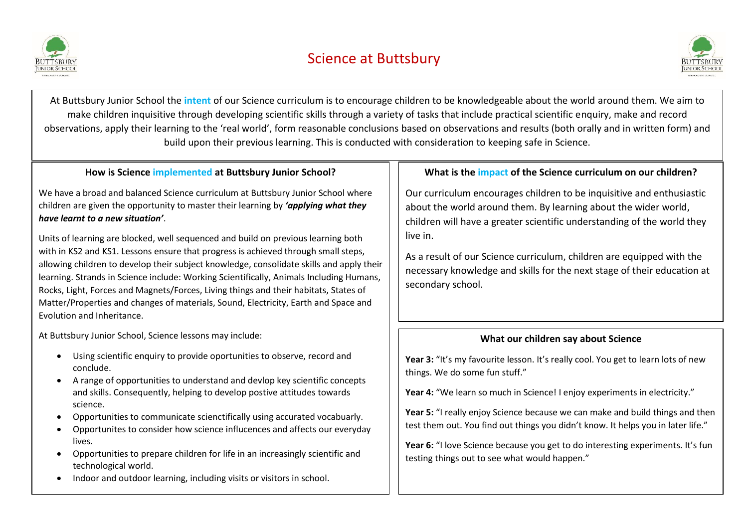# Science at Buttsbury

At Buttsbury Junior School the **intent** of our Science curriculum is to encourage children to be knowledgeable about the world around them. We aim to make children inquisitive through developing scientific skills through a variety of tasks that include practical scientific enquiry, make and record observations, apply their learning to the 'real world', form reasonable conclusions based on observations and results (both orally and in written form) and build upon their previous learning. This is conducted with consideration to keeping safe in Science.

### How is Science implemented at Buttsbury Junior School?

We have a broad and balanced Science curriculum at Buttsbury Junior School where children are given the opportunity to master their learning by ***'applying what they have learnt to a new situation'***.

Units of learning are blocked, well sequenced and build on previous learning both with in KS2 and KS1. Lessons ensure that progress is achieved through small steps, allowing children to develop their subject knowledge, consolidate skills and apply their learning. Strands in Science include: Working Scientifically, Animals Including Humans, Rocks, Light, Forces and Magnets/Forces, Living things and their habitats, States of Matter/Properties and changes of materials, Sound, Electricity, Earth and Space and Evolution and Inheritance.

At Buttsbury Junior School, Science lessons may include:

- Using scientific enquiry to provide oportunities to observe, record and conclude.
- A range of opportunities to understand and devlop key scientific concepts and skills. Consequently, helping to develop postive attitudes towards science.
- Opportunities to communicate scienctifically using accurated vocabuarly.
- Opportunites to consider how science influcences and affects our everyday lives.
- Opportunities to prepare children for life in an increasingly scientific and technological world.
- Indoor and outdoor learning, including visits or visitors in school.

### What is the impact of the Science curriculum on our children?

Our curriculum encourages children to be inquisitive and enthusiastic about the world around them. By learning about the wider world, children will have a greater scientific understanding of the world they live in.

As a result of our Science curriculum, children are equipped with the necessary knowledge and skills for the next stage of their education at secondary school.

### What our children say about Science

**Year 3:** "It's my favourite lesson. It's really cool. You get to learn lots of new things. We do some fun stuff."

**Year 4:** "We learn so much in Science! I enjoy experiments in electricity."

**Year 5:** "I really enjoy Science because we can make and build things and then test them out. You find out things you didn't know. It helps you in later life."

**Year 6:** "I love Science because you get to do interesting experiments. It's fun testing things out to see what would happen."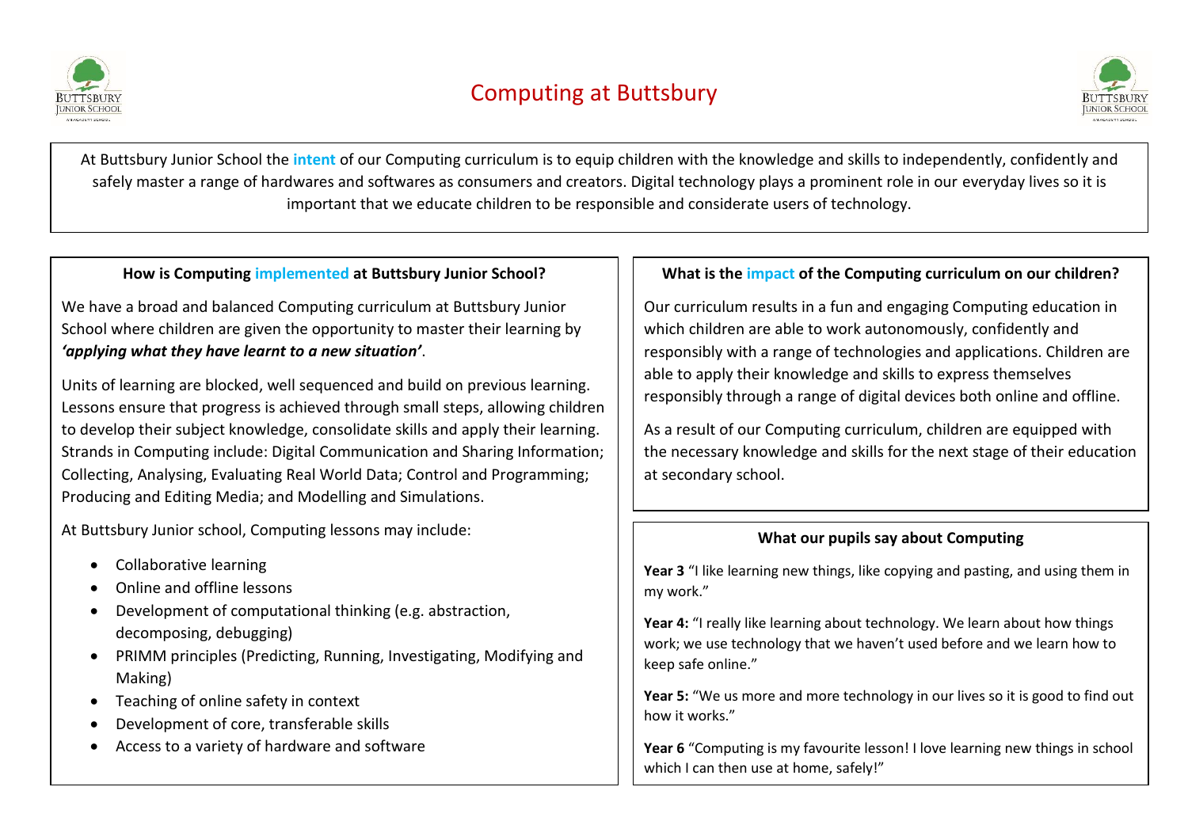# Computing at Buttsbury

At Buttsbury Junior School the **intent** of our Computing curriculum is to equip children with the knowledge and skills to independently, confidently and safely master a range of hardwares and softwares as consumers and creators. Digital technology plays a prominent role in our everyday lives so it is important that we educate children to be responsible and considerate users of technology.

### How is Computing implemented at Buttsbury Junior School?

We have a broad and balanced Computing curriculum at Buttsbury Junior School where children are given the opportunity to master their learning by ***'applying what they have learnt to a new situation'***.

Units of learning are blocked, well sequenced and build on previous learning. Lessons ensure that progress is achieved through small steps, allowing children to develop their subject knowledge, consolidate skills and apply their learning. Strands in Computing include: Digital Communication and Sharing Information; Collecting, Analysing, Evaluating Real World Data; Control and Programming; Producing and Editing Media; and Modelling and Simulations.

At Buttsbury Junior school, Computing lessons may include:

- Collaborative learning
- Online and offline lessons
- Development of computational thinking (e.g. abstraction, decomposing, debugging)
- PRIMM principles (Predicting, Running, Investigating, Modifying and Making)
- Teaching of online safety in context
- Development of core, transferable skills
- Access to a variety of hardware and software

### What is the impact of the Computing curriculum on our children?

Our curriculum results in a fun and engaging Computing education in which children are able to work autonomously, confidently and responsibly with a range of technologies and applications. Children are able to apply their knowledge and skills to express themselves responsibly through a range of digital devices both online and offline.

As a result of our Computing curriculum, children are equipped with the necessary knowledge and skills for the next stage of their education at secondary school.

### What our pupils say about Computing

**Year 3** "I like learning new things, like copying and pasting, and using them in my work."

**Year 4:** "I really like learning about technology. We learn about how things work; we use technology that we haven't used before and we learn how to keep safe online."

**Year 5:** "We us more and more technology in our lives so it is good to find out how it works."

**Year 6** "Computing is my favourite lesson! I love learning new things in school which I can then use at home, safely!"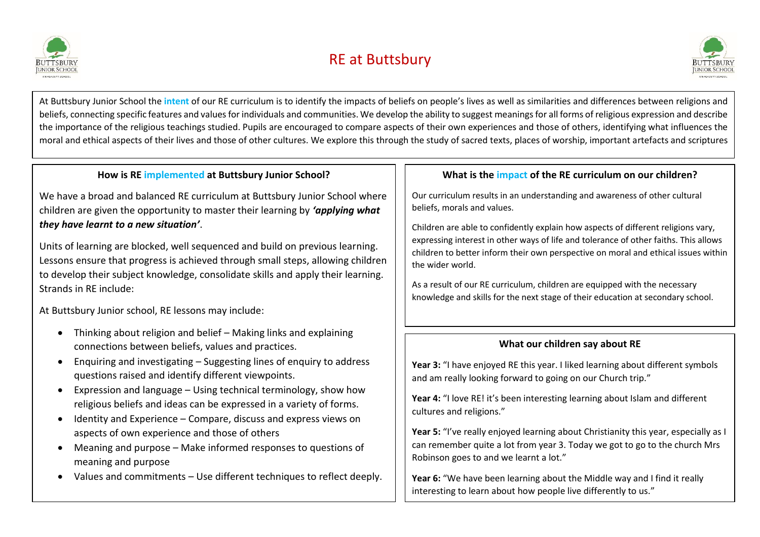# RE at Buttsbury

At Buttsbury Junior School the **intent** of our RE curriculum is to identify the impacts of beliefs on people's lives as well as similarities and differences between religions and beliefs, connecting specific features and values for individuals and communities. We develop the ability to suggest meanings for all forms of religious expression and describe the importance of the religious teachings studied. Pupils are encouraged to compare aspects of their own experiences and those of others, identifying what influences the moral and ethical aspects of their lives and those of other cultures. We explore this through the study of sacred texts, places of worship, important artefacts and scriptures

### How is RE implemented at Buttsbury Junior School?

We have a broad and balanced RE curriculum at Buttsbury Junior School where children are given the opportunity to master their learning by ***'applying what they have learnt to a new situation'***.

Units of learning are blocked, well sequenced and build on previous learning. Lessons ensure that progress is achieved through small steps, allowing children to develop their subject knowledge, consolidate skills and apply their learning. Strands in RE include:

At Buttsbury Junior school, RE lessons may include:

- Thinking about religion and belief – Making links and explaining connections between beliefs, values and practices.
- Enquiring and investigating – Suggesting lines of enquiry to address questions raised and identify different viewpoints.
- Expression and language – Using technical terminology, show how religious beliefs and ideas can be expressed in a variety of forms.
- Identity and Experience – Compare, discuss and express views on aspects of own experience and those of others
- Meaning and purpose – Make informed responses to questions of meaning and purpose
- Values and commitments – Use different techniques to reflect deeply.

### What is the impact of the RE curriculum on our children?

Our curriculum results in an understanding and awareness of other cultural beliefs, morals and values.

Children are able to confidently explain how aspects of different religions vary, expressing interest in other ways of life and tolerance of other faiths. This allows children to better inform their own perspective on moral and ethical issues within the wider world.

As a result of our RE curriculum, children are equipped with the necessary knowledge and skills for the next stage of their education at secondary school.

### What our children say about RE

**Year 3:** "I have enjoyed RE this year. I liked learning about different symbols and am really looking forward to going on our Church trip."

**Year 4:** "I love RE! it's been interesting learning about Islam and different cultures and religions."

**Year 5:** "I've really enjoyed learning about Christianity this year, especially as I can remember quite a lot from year 3. Today we got to go to the church Mrs Robinson goes to and we learnt a lot."

**Year 6:** "We have been learning about the Middle way and I find it really interesting to learn about how people live differently to us."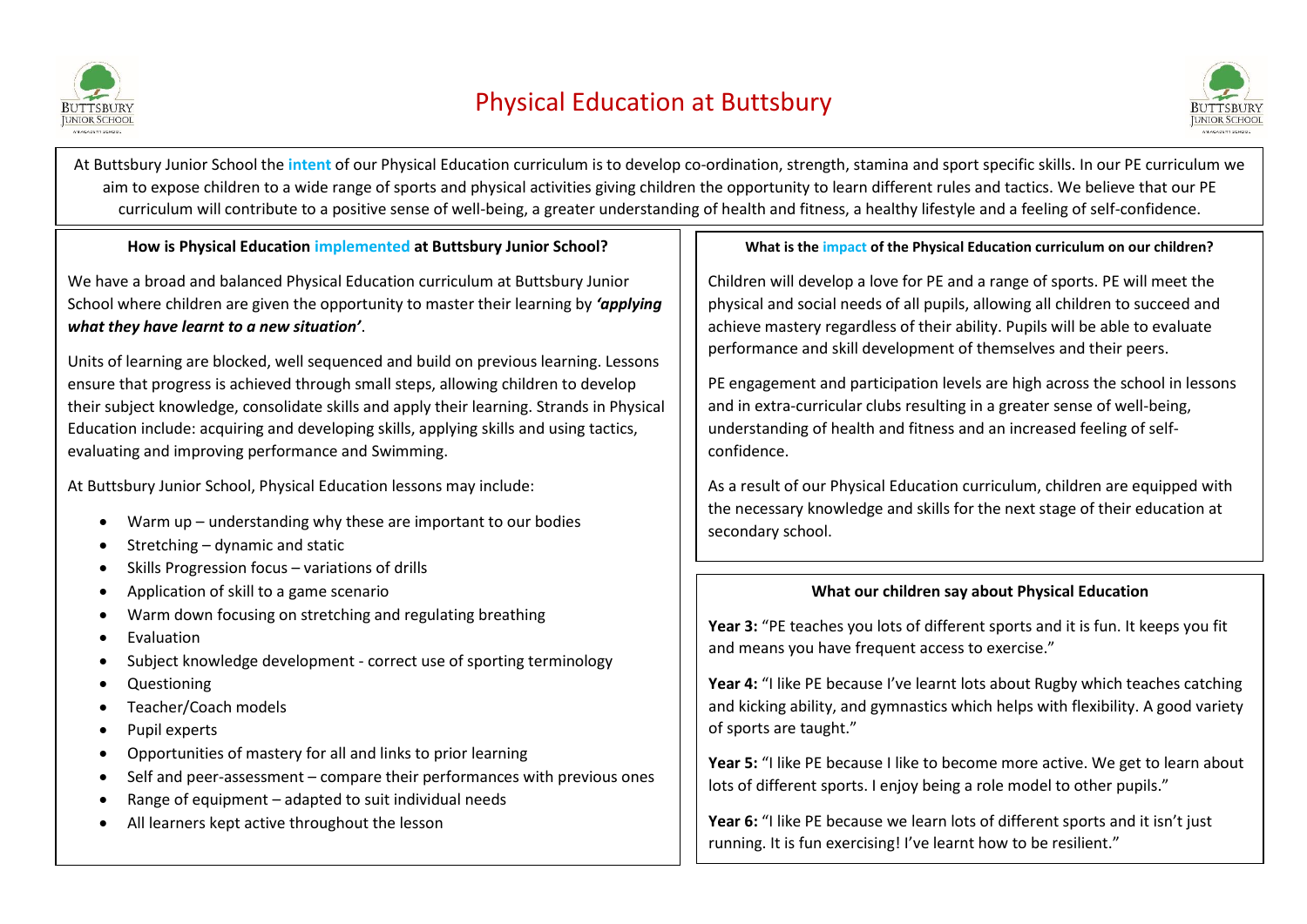# Physical Education at Buttsbury

At Buttsbury Junior School the **intent** of our Physical Education curriculum is to develop co-ordination, strength, stamina and sport specific skills. In our PE curriculum we aim to expose children to a wide range of sports and physical activities giving children the opportunity to learn different rules and tactics. We believe that our PE curriculum will contribute to a positive sense of well-being, a greater understanding of health and fitness, a healthy lifestyle and a feeling of self-confidence.

### How is Physical Education implemented at Buttsbury Junior School?

We have a broad and balanced Physical Education curriculum at Buttsbury Junior School where children are given the opportunity to master their learning by ***'applying what they have learnt to a new situation'***.

Units of learning are blocked, well sequenced and build on previous learning. Lessons ensure that progress is achieved through small steps, allowing children to develop their subject knowledge, consolidate skills and apply their learning. Strands in Physical Education include: acquiring and developing skills, applying skills and using tactics, evaluating and improving performance and Swimming.

At Buttsbury Junior School, Physical Education lessons may include:

- Warm up – understanding why these are important to our bodies
- Stretching – dynamic and static
- Skills Progression focus – variations of drills
- Application of skill to a game scenario
- Warm down focusing on stretching and regulating breathing
- Evaluation
- Subject knowledge development - correct use of sporting terminology
- Questioning
- Teacher/Coach models
- Pupil experts
- Opportunities of mastery for all and links to prior learning
- Self and peer-assessment – compare their performances with previous ones
- Range of equipment – adapted to suit individual needs
- All learners kept active throughout the lesson

### What is the impact of the Physical Education curriculum on our children?

Children will develop a love for PE and a range of sports. PE will meet the physical and social needs of all pupils, allowing all children to succeed and achieve mastery regardless of their ability. Pupils will be able to evaluate performance and skill development of themselves and their peers.

PE engagement and participation levels are high across the school in lessons and in extra-curricular clubs resulting in a greater sense of well-being, understanding of health and fitness and an increased feeling of self-confidence.

As a result of our Physical Education curriculum, children are equipped with the necessary knowledge and skills for the next stage of their education at secondary school.

### What our children say about Physical Education

**Year 3:** "PE teaches you lots of different sports and it is fun. It keeps you fit and means you have frequent access to exercise."

**Year 4:** "I like PE because I've learnt lots about Rugby which teaches catching and kicking ability, and gymnastics which helps with flexibility. A good variety of sports are taught."

**Year 5:** "I like PE because I like to become more active. We get to learn about lots of different sports. I enjoy being a role model to other pupils."

**Year 6:** "I like PE because we learn lots of different sports and it isn't just running. It is fun exercising! I've learnt how to be resilient."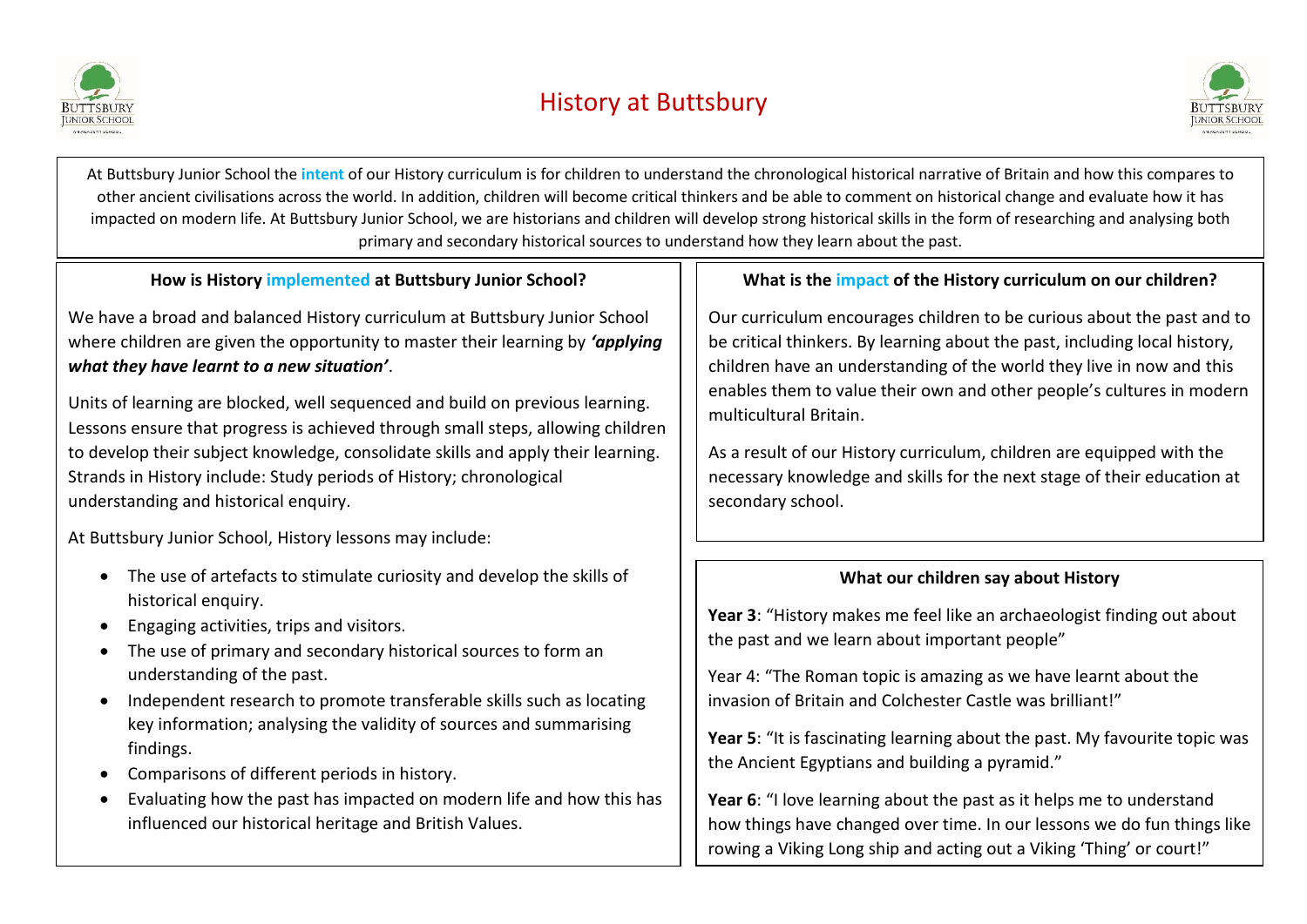# History at Buttsbury

At Buttsbury Junior School the **intent** of our History curriculum is for children to understand the chronological historical narrative of Britain and how this compares to other ancient civilisations across the world. In addition, children will become critical thinkers and be able to comment on historical change and evaluate how it has impacted on modern life. At Buttsbury Junior School, we are historians and children will develop strong historical skills in the form of researching and analysing both primary and secondary historical sources to understand how they learn about the past.

### How is History implemented at Buttsbury Junior School?

We have a broad and balanced History curriculum at Buttsbury Junior School where children are given the opportunity to master their learning by ***'applying what they have learnt to a new situation'***.

Units of learning are blocked, well sequenced and build on previous learning. Lessons ensure that progress is achieved through small steps, allowing children to develop their subject knowledge, consolidate skills and apply their learning. Strands in History include: Study periods of History; chronological understanding and historical enquiry.

At Buttsbury Junior School, History lessons may include:

- The use of artefacts to stimulate curiosity and develop the skills of historical enquiry.
- Engaging activities, trips and visitors.
- The use of primary and secondary historical sources to form an understanding of the past.
- Independent research to promote transferable skills such as locating key information; analysing the validity of sources and summarising findings.
- Comparisons of different periods in history.
- Evaluating how the past has impacted on modern life and how this has influenced our historical heritage and British Values.

### What is the impact of the History curriculum on our children?

Our curriculum encourages children to be curious about the past and to be critical thinkers. By learning about the past, including local history, children have an understanding of the world they live in now and this enables them to value their own and other people's cultures in modern multicultural Britain.

As a result of our History curriculum, children are equipped with the necessary knowledge and skills for the next stage of their education at secondary school.

### What our children say about History

**Year 3**: "History makes me feel like an archaeologist finding out about the past and we learn about important people"

Year 4: "The Roman topic is amazing as we have learnt about the invasion of Britain and Colchester Castle was brilliant!"

**Year 5**: "It is fascinating learning about the past. My favourite topic was the Ancient Egyptians and building a pyramid."

**Year 6**: "I love learning about the past as it helps me to understand how things have changed over time. In our lessons we do fun things like rowing a Viking Long ship and acting out a Viking 'Thing' or court!"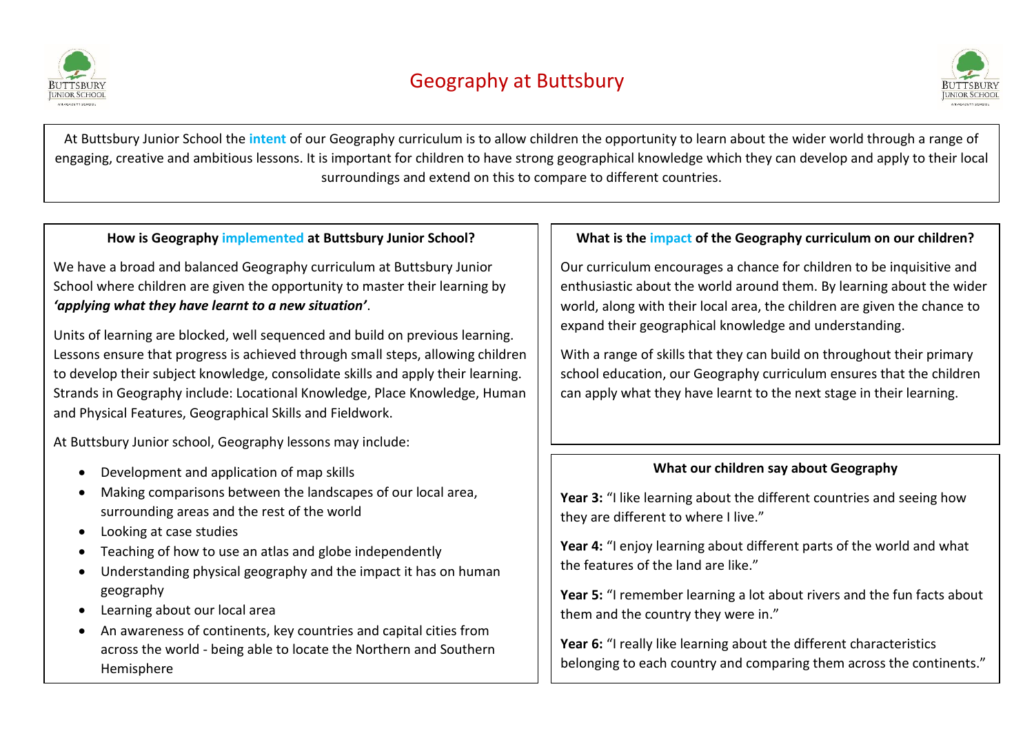# Geography at Buttsbury

At Buttsbury Junior School the **intent** of our Geography curriculum is to allow children the opportunity to learn about the wider world through a range of engaging, creative and ambitious lessons. It is important for children to have strong geographical knowledge which they can develop and apply to their local surroundings and extend on this to compare to different countries.

### How is Geography implemented at Buttsbury Junior School?

We have a broad and balanced Geography curriculum at Buttsbury Junior School where children are given the opportunity to master their learning by ***'applying what they have learnt to a new situation'***.

Units of learning are blocked, well sequenced and build on previous learning. Lessons ensure that progress is achieved through small steps, allowing children to develop their subject knowledge, consolidate skills and apply their learning. Strands in Geography include: Locational Knowledge, Place Knowledge, Human and Physical Features, Geographical Skills and Fieldwork.

At Buttsbury Junior school, Geography lessons may include:

- Development and application of map skills
- Making comparisons between the landscapes of our local area, surrounding areas and the rest of the world
- Looking at case studies
- Teaching of how to use an atlas and globe independently
- Understanding physical geography and the impact it has on human geography
- Learning about our local area
- An awareness of continents, key countries and capital cities from across the world - being able to locate the Northern and Southern Hemisphere

### What is the impact of the Geography curriculum on our children?

Our curriculum encourages a chance for children to be inquisitive and enthusiastic about the world around them. By learning about the wider world, along with their local area, the children are given the chance to expand their geographical knowledge and understanding.

With a range of skills that they can build on throughout their primary school education, our Geography curriculum ensures that the children can apply what they have learnt to the next stage in their learning.

### What our children say about Geography

**Year 3:** "I like learning about the different countries and seeing how they are different to where I live."

**Year 4:** "I enjoy learning about different parts of the world and what the features of the land are like."

**Year 5:** "I remember learning a lot about rivers and the fun facts about them and the country they were in."

**Year 6:** "I really like learning about the different characteristics belonging to each country and comparing them across the continents."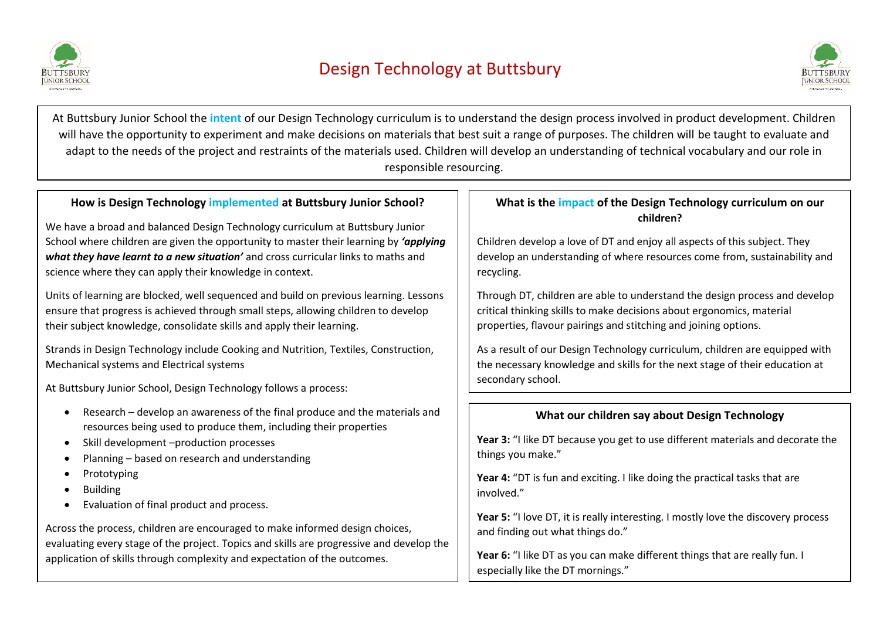# Design Technology at Buttsbury

At Buttsbury Junior School the **intent** of our Design Technology curriculum is to understand the design process involved in product development. Children will have the opportunity to experiment and make decisions on materials that best suit a range of purposes. The children will be taught to evaluate and adapt to the needs of the project and restraints of the materials used. Children will develop an understanding of technical vocabulary and our role in responsible resourcing.

### How is Design Technology implemented at Buttsbury Junior School?

We have a broad and balanced Design Technology curriculum at Buttsbury Junior School where children are given the opportunity to master their learning by ***'applying what they have learnt to a new situation'*** and cross curricular links to maths and science where they can apply their knowledge in context.

Units of learning are blocked, well sequenced and build on previous learning. Lessons ensure that progress is achieved through small steps, allowing children to develop their subject knowledge, consolidate skills and apply their learning.

Strands in Design Technology include Cooking and Nutrition, Textiles, Construction, Mechanical systems and Electrical systems

At Buttsbury Junior School, Design Technology follows a process:

- Research – develop an awareness of the final produce and the materials and resources being used to produce them, including their properties
- Skill development –production processes
- Planning – based on research and understanding
- Prototyping
- Building
- Evaluation of final product and process.

Across the process, children are encouraged to make informed design choices, evaluating every stage of the project. Topics and skills are progressive and develop the application of skills through complexity and expectation of the outcomes.

### What is the impact of the Design Technology curriculum on our children?

Children develop a love of DT and enjoy all aspects of this subject. They develop an understanding of where resources come from, sustainability and recycling.

Through DT, children are able to understand the design process and develop critical thinking skills to make decisions about ergonomics, material properties, flavour pairings and stitching and joining options.

As a result of our Design Technology curriculum, children are equipped with the necessary knowledge and skills for the next stage of their education at secondary school.

### What our children say about Design Technology

**Year 3:** "I like DT because you get to use different materials and decorate the things you make."

**Year 4:** "DT is fun and exciting. I like doing the practical tasks that are involved."

**Year 5:** "I love DT, it is really interesting. I mostly love the discovery process and finding out what things do."

**Year 6:** "I like DT as you can make different things that are really fun. I especially like the DT mornings."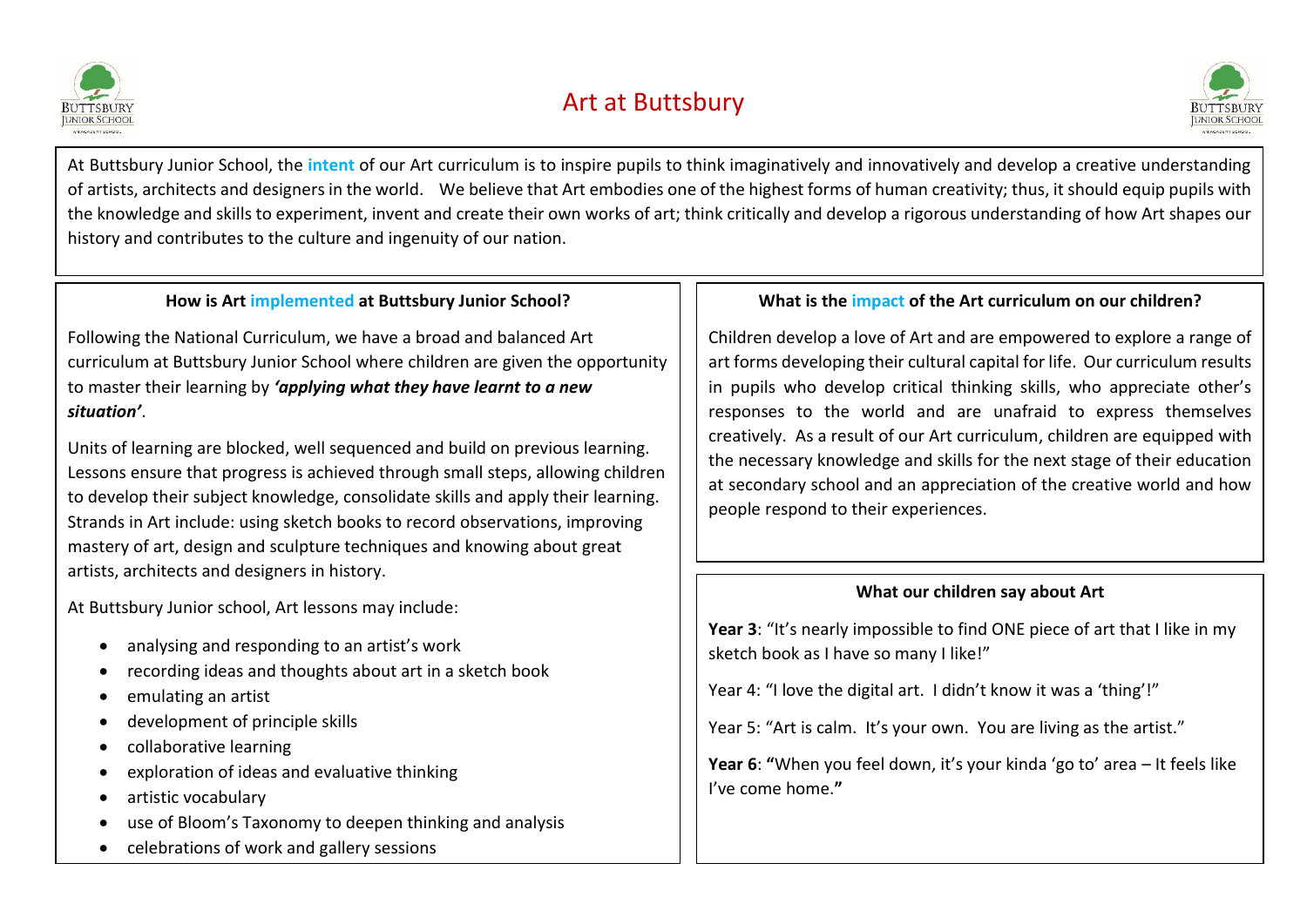# Art at Buttsbury

At Buttsbury Junior School, the **intent** of our Art curriculum is to inspire pupils to think imaginatively and innovatively and develop a creative understanding of artists, architects and designers in the world. We believe that Art embodies one of the highest forms of human creativity; thus, it should equip pupils with the knowledge and skills to experiment, invent and create their own works of art; think critically and develop a rigorous understanding of how Art shapes our history and contributes to the culture and ingenuity of our nation.

### How is Art implemented at Buttsbury Junior School?

Following the National Curriculum, we have a broad and balanced Art curriculum at Buttsbury Junior School where children are given the opportunity to master their learning by ***'applying what they have learnt to a new situation'***.

Units of learning are blocked, well sequenced and build on previous learning. Lessons ensure that progress is achieved through small steps, allowing children to develop their subject knowledge, consolidate skills and apply their learning. Strands in Art include: using sketch books to record observations, improving mastery of art, design and sculpture techniques and knowing about great artists, architects and designers in history.

At Buttsbury Junior school, Art lessons may include:

- analysing and responding to an artist's work
- recording ideas and thoughts about art in a sketch book
- emulating an artist
- development of principle skills
- collaborative learning
- exploration of ideas and evaluative thinking
- artistic vocabulary
- use of Bloom's Taxonomy to deepen thinking and analysis
- celebrations of work and gallery sessions

### What is the impact of the Art curriculum on our children?

Children develop a love of Art and are empowered to explore a range of art forms developing their cultural capital for life. Our curriculum results in pupils who develop critical thinking skills, who appreciate other's responses to the world and are unafraid to express themselves creatively. As a result of our Art curriculum, children are equipped with the necessary knowledge and skills for the next stage of their education at secondary school and an appreciation of the creative world and how people respond to their experiences.

### What our children say about Art

**Year 3**: "It's nearly impossible to find ONE piece of art that I like in my sketch book as I have so many I like!"

Year 4: "I love the digital art. I didn't know it was a 'thing'!"

Year 5: "Art is calm. It's your own. You are living as the artist."

**Year 6**: **"**When you feel down, it's your kinda 'go to' area – It feels like I've come home.**"**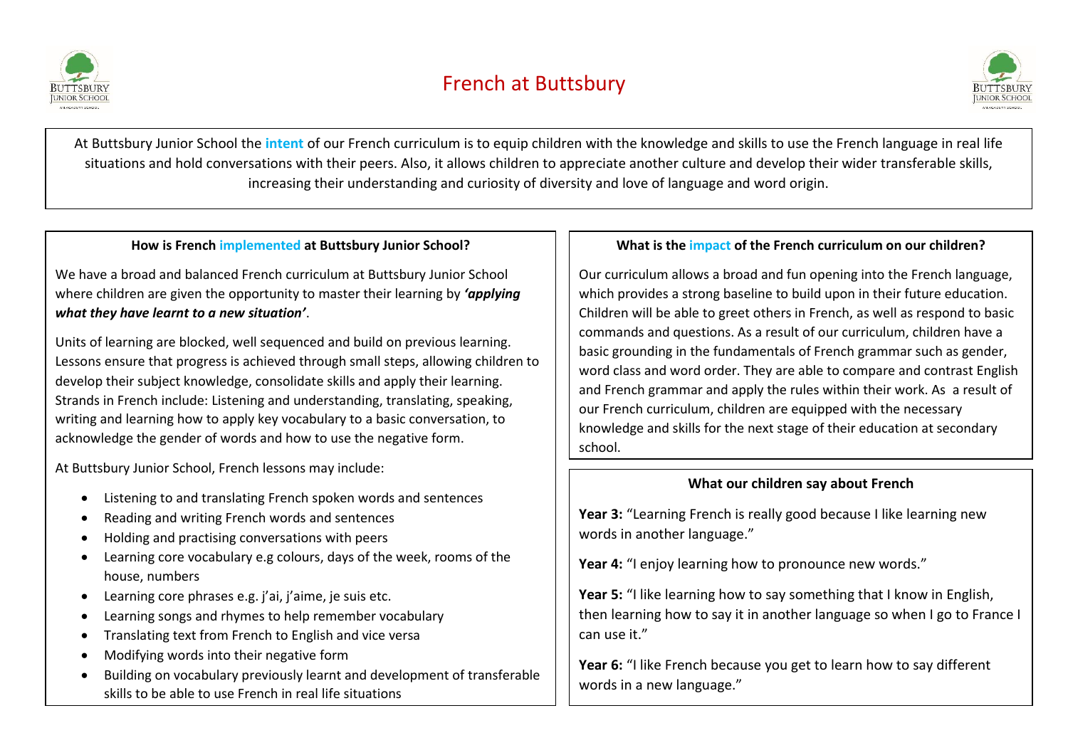# French at Buttsbury

At Buttsbury Junior School the **intent** of our French curriculum is to equip children with the knowledge and skills to use the French language in real life situations and hold conversations with their peers. Also, it allows children to appreciate another culture and develop their wider transferable skills, increasing their understanding and curiosity of diversity and love of language and word origin.

### How is French implemented at Buttsbury Junior School?

We have a broad and balanced French curriculum at Buttsbury Junior School where children are given the opportunity to master their learning by ***'applying what they have learnt to a new situation'***.

Units of learning are blocked, well sequenced and build on previous learning. Lessons ensure that progress is achieved through small steps, allowing children to develop their subject knowledge, consolidate skills and apply their learning. Strands in French include: Listening and understanding, translating, speaking, writing and learning how to apply key vocabulary to a basic conversation, to acknowledge the gender of words and how to use the negative form.

At Buttsbury Junior School, French lessons may include:

- Listening to and translating French spoken words and sentences
- Reading and writing French words and sentences
- Holding and practising conversations with peers
- Learning core vocabulary e.g colours, days of the week, rooms of the house, numbers
- Learning core phrases e.g. j'ai, j'aime, je suis etc.
- Learning songs and rhymes to help remember vocabulary
- Translating text from French to English and vice versa
- Modifying words into their negative form
- Building on vocabulary previously learnt and development of transferable skills to be able to use French in real life situations

### What is the impact of the French curriculum on our children?

Our curriculum allows a broad and fun opening into the French language, which provides a strong baseline to build upon in their future education. Children will be able to greet others in French, as well as respond to basic commands and questions. As a result of our curriculum, children have a basic grounding in the fundamentals of French grammar such as gender, word class and word order. They are able to compare and contrast English and French grammar and apply the rules within their work. As a result of our French curriculum, children are equipped with the necessary knowledge and skills for the next stage of their education at secondary school.

### What our children say about French

**Year 3:** "Learning French is really good because I like learning new words in another language."

**Year 4:** "I enjoy learning how to pronounce new words."

**Year 5:** "I like learning how to say something that I know in English, then learning how to say it in another language so when I go to France I can use it."

**Year 6:** "I like French because you get to learn how to say different words in a new language."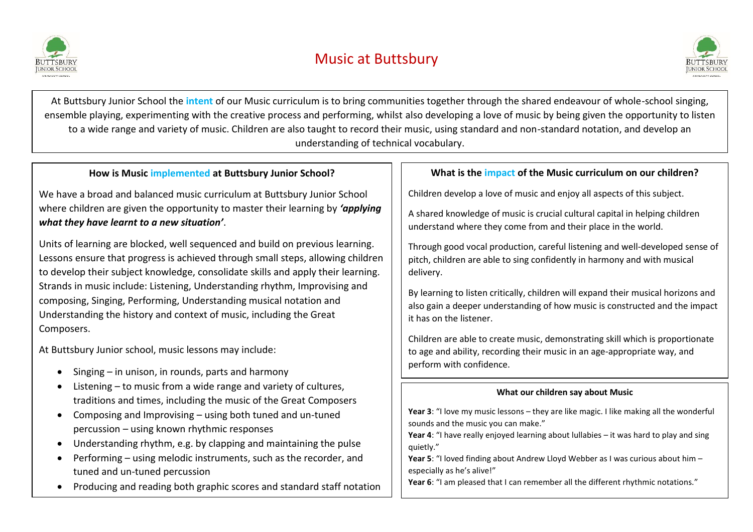# Music at Buttsbury

At Buttsbury Junior School the **intent** of our Music curriculum is to bring communities together through the shared endeavour of whole-school singing, ensemble playing, experimenting with the creative process and performing, whilst also developing a love of music by being given the opportunity to listen to a wide range and variety of music. Children are also taught to record their music, using standard and non-standard notation, and develop an understanding of technical vocabulary.

### How is Music implemented at Buttsbury Junior School?

We have a broad and balanced music curriculum at Buttsbury Junior School where children are given the opportunity to master their learning by ***'applying what they have learnt to a new situation'***.

Units of learning are blocked, well sequenced and build on previous learning. Lessons ensure that progress is achieved through small steps, allowing children to develop their subject knowledge, consolidate skills and apply their learning. Strands in music include: Listening, Understanding rhythm, Improvising and composing, Singing, Performing, Understanding musical notation and Understanding the history and context of music, including the Great Composers.

At Buttsbury Junior school, music lessons may include:

- Singing – in unison, in rounds, parts and harmony
- Listening – to music from a wide range and variety of cultures, traditions and times, including the music of the Great Composers
- Composing and Improvising – using both tuned and un-tuned percussion – using known rhythmic responses
- Understanding rhythm, e.g. by clapping and maintaining the pulse
- Performing – using melodic instruments, such as the recorder, and tuned and un-tuned percussion
- Producing and reading both graphic scores and standard staff notation

### What is the impact of the Music curriculum on our children?

Children develop a love of music and enjoy all aspects of this subject.

A shared knowledge of music is crucial cultural capital in helping children understand where they come from and their place in the world.

Through good vocal production, careful listening and well-developed sense of pitch, children are able to sing confidently in harmony and with musical delivery.

By learning to listen critically, children will expand their musical horizons and also gain a deeper understanding of how music is constructed and the impact it has on the listener.

Children are able to create music, demonstrating skill which is proportionate to age and ability, recording their music in an age-appropriate way, and perform with confidence.

### What our children say about Music

**Year 3**: "I love my music lessons – they are like magic. I like making all the wonderful sounds and the music you can make."
**Year 4**: "I have really enjoyed learning about lullabies – it was hard to play and sing quietly."
**Year 5**: "I loved finding about Andrew Lloyd Webber as I was curious about him – especially as he's alive!"
**Year 6**: "I am pleased that I can remember all the different rhythmic notations."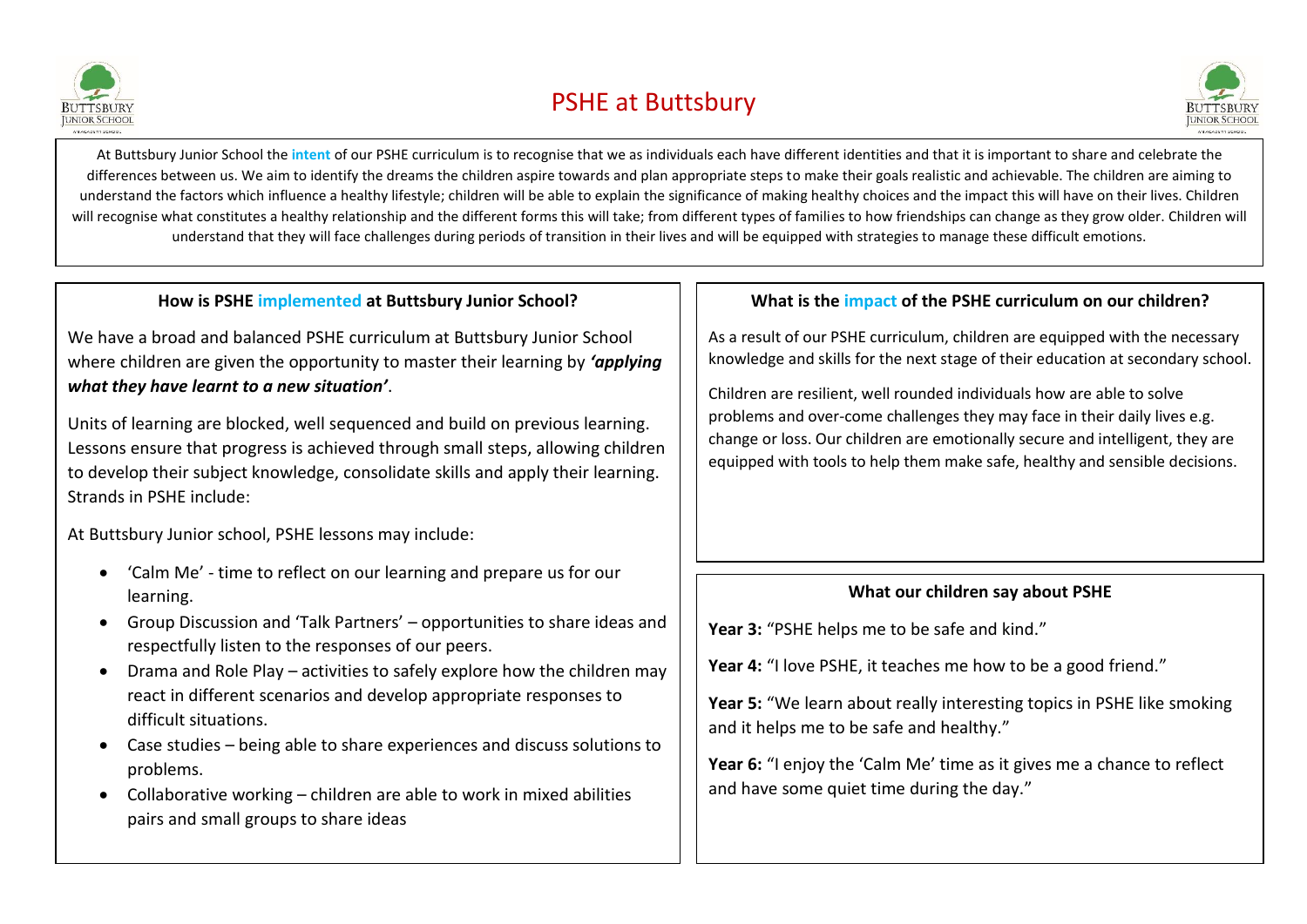# PSHE at Buttsbury

At Buttsbury Junior School the **intent** of our PSHE curriculum is to recognise that we as individuals each have different identities and that it is important to share and celebrate the differences between us. We aim to identify the dreams the children aspire towards and plan appropriate steps to make their goals realistic and achievable. The children are aiming to understand the factors which influence a healthy lifestyle; children will be able to explain the significance of making healthy choices and the impact this will have on their lives. Children will recognise what constitutes a healthy relationship and the different forms this will take; from different types of families to how friendships can change as they grow older. Children will understand that they will face challenges during periods of transition in their lives and will be equipped with strategies to manage these difficult emotions.

### How is PSHE implemented at Buttsbury Junior School?

We have a broad and balanced PSHE curriculum at Buttsbury Junior School where children are given the opportunity to master their learning by ***'applying what they have learnt to a new situation'***.

Units of learning are blocked, well sequenced and build on previous learning. Lessons ensure that progress is achieved through small steps, allowing children to develop their subject knowledge, consolidate skills and apply their learning. Strands in PSHE include:

At Buttsbury Junior school, PSHE lessons may include:

- 'Calm Me' - time to reflect on our learning and prepare us for our learning.
- Group Discussion and 'Talk Partners' – opportunities to share ideas and respectfully listen to the responses of our peers.
- Drama and Role Play – activities to safely explore how the children may react in different scenarios and develop appropriate responses to difficult situations.
- Case studies – being able to share experiences and discuss solutions to problems.
- Collaborative working – children are able to work in mixed abilities pairs and small groups to share ideas

### What is the impact of the PSHE curriculum on our children?

As a result of our PSHE curriculum, children are equipped with the necessary knowledge and skills for the next stage of their education at secondary school.

Children are resilient, well rounded individuals how are able to solve problems and over-come challenges they may face in their daily lives e.g. change or loss. Our children are emotionally secure and intelligent, they are equipped with tools to help them make safe, healthy and sensible decisions.

### What our children say about PSHE

**Year 3:** "PSHE helps me to be safe and kind."

**Year 4:** "I love PSHE, it teaches me how to be a good friend."

**Year 5:** "We learn about really interesting topics in PSHE like smoking and it helps me to be safe and healthy."

**Year 6:** "I enjoy the 'Calm Me' time as it gives me a chance to reflect and have some quiet time during the day."